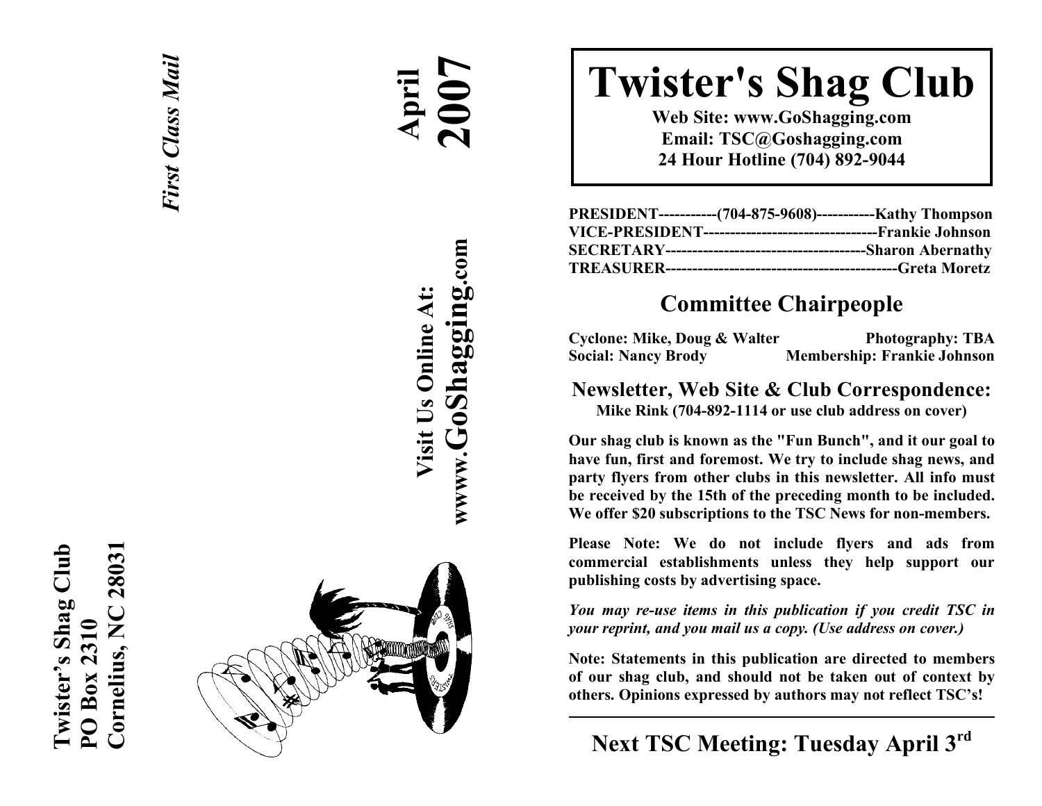Twister's Shag Club
PO Box 2310
Cornelius, NC 28031

*First Class Mail*

**April 2007**

**Visit Us Online At: www.GoShagging.com**

# Twister's Shag Club

**Web Site: www.GoShagging.com**
**Email: TSC@Goshagging.com**
**24 Hour Hotline (704) 892-9044**

**PRESIDENT-----------(704-875-9608)-----------Kathy Thompson**
**VICE-PRESIDENT---------------------------------Frankie Johnson**
**SECRETARY--------------------------------------Sharon Abernathy**
**TREASURER--------------------------------------------Greta Moretz**

## Committee Chairpeople

**Cyclone: Mike, Doug & Walter** **Photography: TBA**
**Social: Nancy Brody** **Membership: Frankie Johnson**

## Newsletter, Web Site & Club Correspondence:

**Mike Rink (704-892-1114 or use club address on cover)**

**Our shag club is known as the "Fun Bunch", and it our goal to have fun, first and foremost. We try to include shag news, and party flyers from other clubs in this newsletter. All info must be received by the 15th of the preceding month to be included. We offer $20 subscriptions to the TSC News for non-members.**

**Please Note: We do not include flyers and ads from commercial establishments unless they help support our publishing costs by advertising space.**

***You may re-use items in this publication if you credit TSC in your reprint, and you mail us a copy. (Use address on cover.)***

**Note: Statements in this publication are directed to members of our shag club, and should not be taken out of context by others. Opinions expressed by authors may not reflect TSC's!**

## Next TSC Meeting: Tuesday April 3rd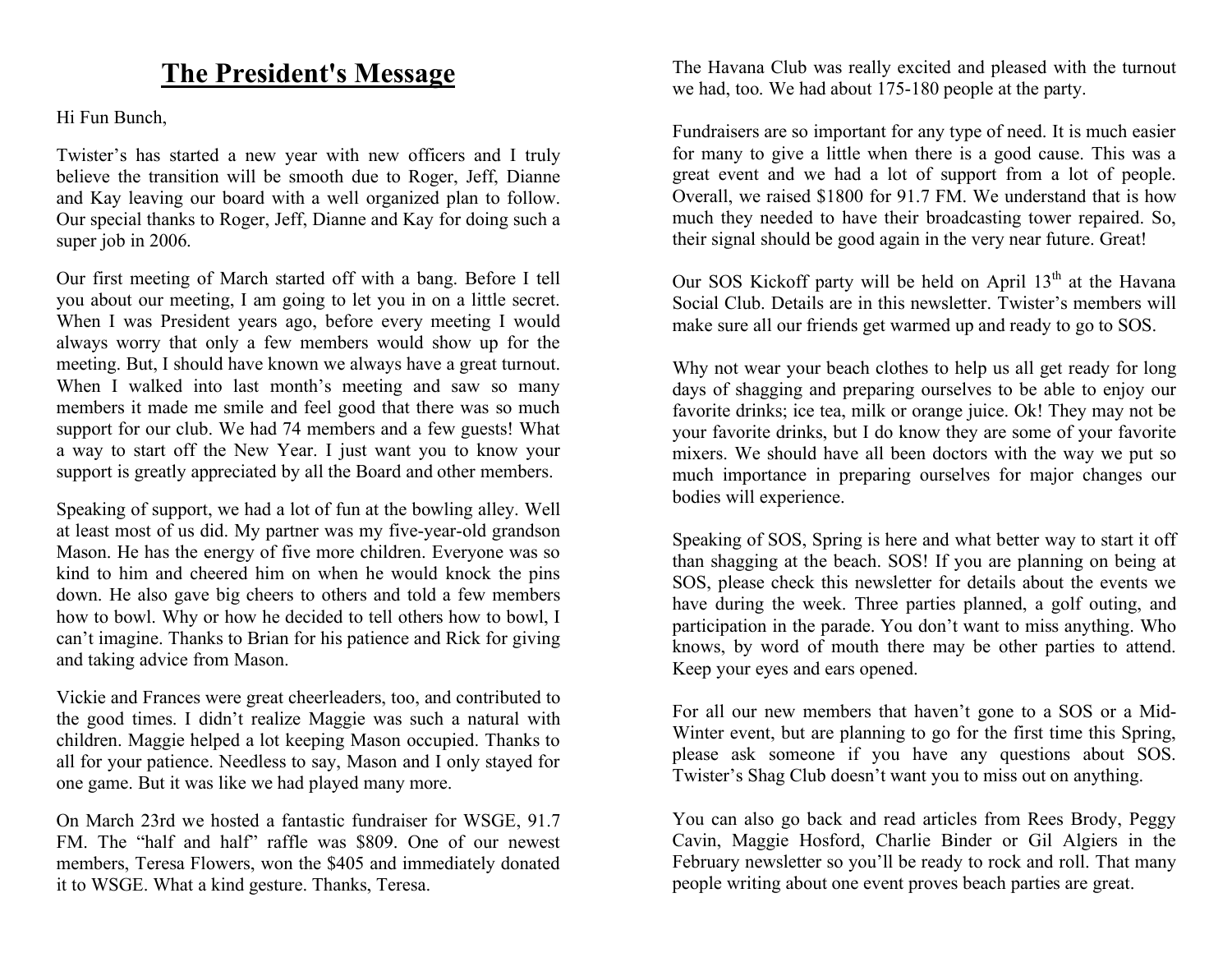# The President's Message

Hi Fun Bunch,

Twister's has started a new year with new officers and I truly believe the transition will be smooth due to Roger, Jeff, Dianne and Kay leaving our board with a well organized plan to follow. Our special thanks to Roger, Jeff, Dianne and Kay for doing such a super job in 2006.

Our first meeting of March started off with a bang. Before I tell you about our meeting, I am going to let you in on a little secret. When I was President years ago, before every meeting I would always worry that only a few members would show up for the meeting. But, I should have known we always have a great turnout. When I walked into last month's meeting and saw so many members it made me smile and feel good that there was so much support for our club. We had 74 members and a few guests! What a way to start off the New Year. I just want you to know your support is greatly appreciated by all the Board and other members.

Speaking of support, we had a lot of fun at the bowling alley. Well at least most of us did. My partner was my five-year-old grandson Mason. He has the energy of five more children. Everyone was so kind to him and cheered him on when he would knock the pins down. He also gave big cheers to others and told a few members how to bowl. Why or how he decided to tell others how to bowl, I can't imagine. Thanks to Brian for his patience and Rick for giving and taking advice from Mason.

Vickie and Frances were great cheerleaders, too, and contributed to the good times. I didn't realize Maggie was such a natural with children. Maggie helped a lot keeping Mason occupied. Thanks to all for your patience. Needless to say, Mason and I only stayed for one game. But it was like we had played many more.

On March 23rd we hosted a fantastic fundraiser for WSGE, 91.7 FM. The "half and half" raffle was $809. One of our newest members, Teresa Flowers, won the $405 and immediately donated it to WSGE. What a kind gesture. Thanks, Teresa.

The Havana Club was really excited and pleased with the turnout we had, too. We had about 175-180 people at the party.

Fundraisers are so important for any type of need. It is much easier for many to give a little when there is a good cause. This was a great event and we had a lot of support from a lot of people. Overall, we raised $1800 for 91.7 FM. We understand that is how much they needed to have their broadcasting tower repaired. So, their signal should be good again in the very near future. Great!

Our SOS Kickoff party will be held on April 13th at the Havana Social Club. Details are in this newsletter. Twister's members will make sure all our friends get warmed up and ready to go to SOS.

Why not wear your beach clothes to help us all get ready for long days of shagging and preparing ourselves to be able to enjoy our favorite drinks; ice tea, milk or orange juice. Ok! They may not be your favorite drinks, but I do know they are some of your favorite mixers. We should have all been doctors with the way we put so much importance in preparing ourselves for major changes our bodies will experience.

Speaking of SOS, Spring is here and what better way to start it off than shagging at the beach. SOS! If you are planning on being at SOS, please check this newsletter for details about the events we have during the week. Three parties planned, a golf outing, and participation in the parade. You don't want to miss anything. Who knows, by word of mouth there may be other parties to attend. Keep your eyes and ears opened.

For all our new members that haven't gone to a SOS or a Mid-Winter event, but are planning to go for the first time this Spring, please ask someone if you have any questions about SOS. Twister's Shag Club doesn't want you to miss out on anything.

You can also go back and read articles from Rees Brody, Peggy Cavin, Maggie Hosford, Charlie Binder or Gil Algiers in the February newsletter so you'll be ready to rock and roll. That many people writing about one event proves beach parties are great.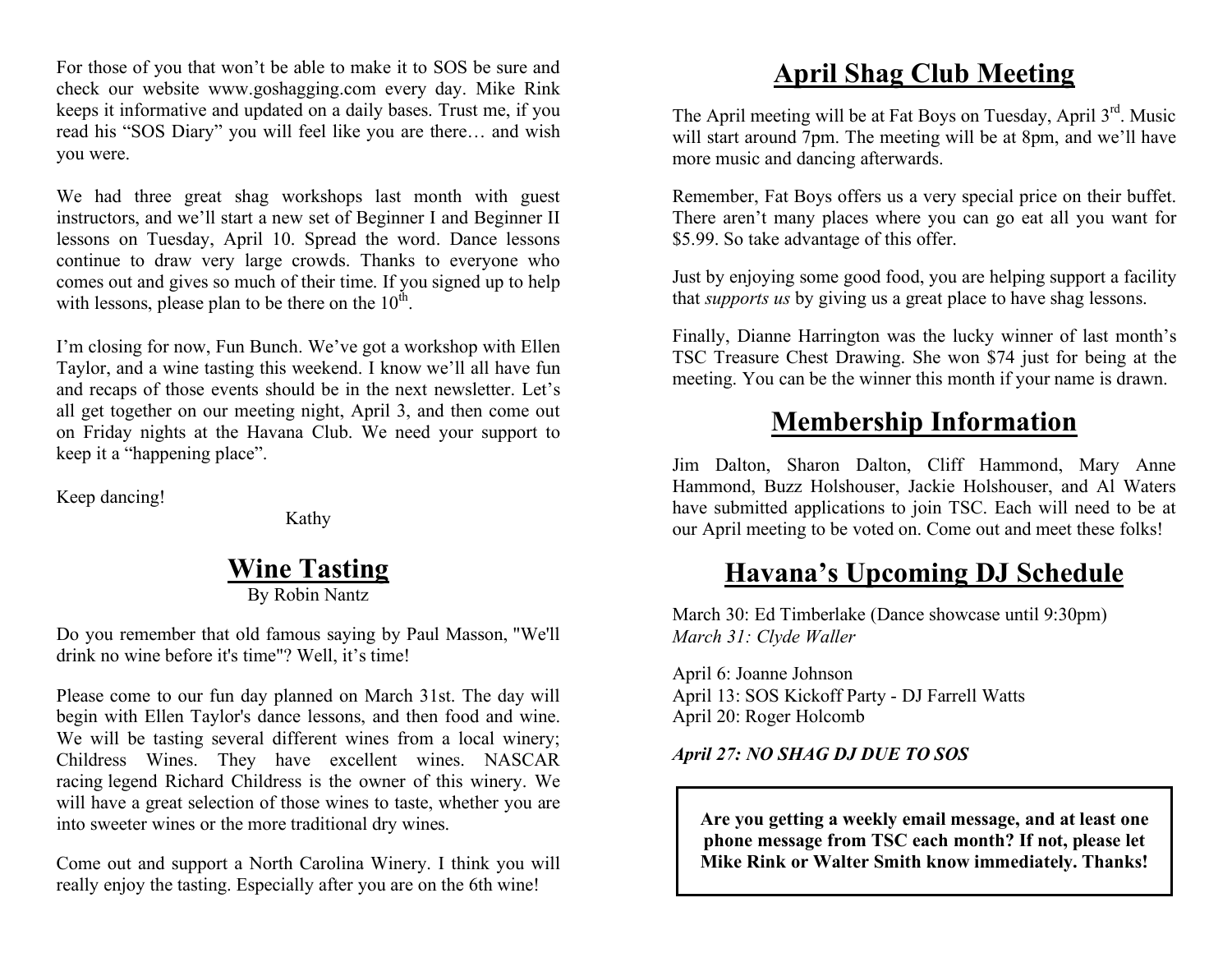For those of you that won't be able to make it to SOS be sure and check our website www.goshagging.com every day. Mike Rink keeps it informative and updated on a daily bases. Trust me, if you read his "SOS Diary" you will feel like you are there… and wish you were.

We had three great shag workshops last month with guest instructors, and we'll start a new set of Beginner I and Beginner II lessons on Tuesday, April 10. Spread the word. Dance lessons continue to draw very large crowds. Thanks to everyone who comes out and gives so much of their time. If you signed up to help with lessons, please plan to be there on the 10th.

I'm closing for now, Fun Bunch. We've got a workshop with Ellen Taylor, and a wine tasting this weekend. I know we'll all have fun and recaps of those events should be in the next newsletter. Let's all get together on our meeting night, April 3, and then come out on Friday nights at the Havana Club. We need your support to keep it a "happening place".

Keep dancing!

Kathy

## Wine Tasting

By Robin Nantz

Do you remember that old famous saying by Paul Masson, "We'll drink no wine before it's time"? Well, it's time!

Please come to our fun day planned on March 31st. The day will begin with Ellen Taylor's dance lessons, and then food and wine. We will be tasting several different wines from a local winery; Childress Wines. They have excellent wines. NASCAR racing legend Richard Childress is the owner of this winery. We will have a great selection of those wines to taste, whether you are into sweeter wines or the more traditional dry wines.

Come out and support a North Carolina Winery. I think you will really enjoy the tasting. Especially after you are on the 6th wine!

## April Shag Club Meeting

The April meeting will be at Fat Boys on Tuesday, April 3rd. Music will start around 7pm. The meeting will be at 8pm, and we'll have more music and dancing afterwards.

Remember, Fat Boys offers us a very special price on their buffet. There aren't many places where you can go eat all you want for $5.99. So take advantage of this offer.

Just by enjoying some good food, you are helping support a facility that *supports us* by giving us a great place to have shag lessons.

Finally, Dianne Harrington was the lucky winner of last month's TSC Treasure Chest Drawing. She won $74 just for being at the meeting. You can be the winner this month if your name is drawn.

## Membership Information

Jim Dalton, Sharon Dalton, Cliff Hammond, Mary Anne Hammond, Buzz Holshouser, Jackie Holshouser, and Al Waters have submitted applications to join TSC. Each will need to be at our April meeting to be voted on. Come out and meet these folks!

## Havana's Upcoming DJ Schedule

March 30: Ed Timberlake (Dance showcase until 9:30pm)
*March 31: Clyde Waller*

April 6: Joanne Johnson
April 13: SOS Kickoff Party - DJ Farrell Watts
April 20: Roger Holcomb

***April 27: NO SHAG DJ DUE TO SOS***

**Are you getting a weekly email message, and at least one phone message from TSC each month? If not, please let Mike Rink or Walter Smith know immediately. Thanks!**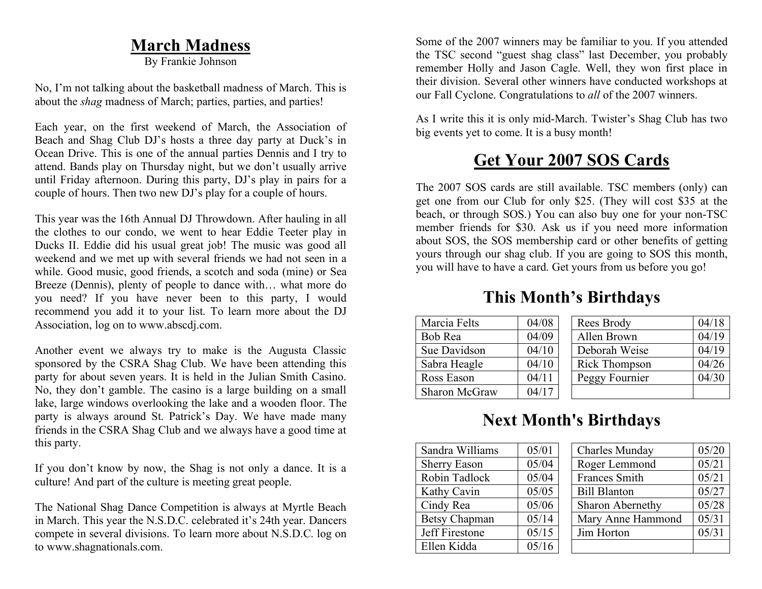# March Madness

By Frankie Johnson

No, I'm not talking about the basketball madness of March. This is about the *shag* madness of March; parties, parties, and parties!

Each year, on the first weekend of March, the Association of Beach and Shag Club DJ's hosts a three day party at Duck's in Ocean Drive. This is one of the annual parties Dennis and I try to attend. Bands play on Thursday night, but we don't usually arrive until Friday afternoon. During this party, DJ's play in pairs for a couple of hours. Then two new DJ's play for a couple of hours.

This year was the 16th Annual DJ Throwdown. After hauling in all the clothes to our condo, we went to hear Eddie Teeter play in Ducks II. Eddie did his usual great job! The music was good all weekend and we met up with several friends we had not seen in a while. Good music, good friends, a scotch and soda (mine) or Sea Breeze (Dennis), plenty of people to dance with… what more do you need? If you have never been to this party, I would recommend you add it to your list. To learn more about the DJ Association, log on to www.abscdj.com.

Another event we always try to make is the Augusta Classic sponsored by the CSRA Shag Club. We have been attending this party for about seven years. It is held in the Julian Smith Casino. No, they don't gamble. The casino is a large building on a small lake, large windows overlooking the lake and a wooden floor. The party is always around St. Patrick's Day. We have made many friends in the CSRA Shag Club and we always have a good time at this party.

If you don't know by now, the Shag is not only a dance. It is a culture! And part of the culture is meeting great people.

The National Shag Dance Competition is always at Myrtle Beach in March. This year the N.S.D.C. celebrated it's 24th year. Dancers compete in several divisions. To learn more about N.S.D.C. log on to www.shagnationals.com.

Some of the 2007 winners may be familiar to you. If you attended the TSC second "guest shag class" last December, you probably remember Holly and Jason Cagle. Well, they won first place in their division. Several other winners have conducted workshops at our Fall Cyclone. Congratulations to *all* of the 2007 winners.

As I write this it is only mid-March. Twister's Shag Club has two big events yet to come. It is a busy month!

# Get Your 2007 SOS Cards

The 2007 SOS cards are still available. TSC members (only) can get one from our Club for only $25. (They will cost $35 at the beach, or through SOS.) You can also buy one for your non-TSC member friends for $30. Ask us if you need more information about SOS, the SOS membership card or other benefits of getting yours through our shag club. If you are going to SOS this month, you will have to have a card. Get yours from us before you go!

## This Month's Birthdays

| Name | Date |
|---|---|
| Marcia Felts | 04/08 |
| Bob Rea | 04/09 |
| Sue Davidson | 04/10 |
| Sabra Heagle | 04/10 |
| Ross Eason | 04/11 |
| Sharon McGraw | 04/17 |

| Name | Date |
|---|---|
| Rees Brody | 04/18 |
| Allen Brown | 04/19 |
| Deborah Weise | 04/19 |
| Rick Thompson | 04/26 |
| Peggy Fournier | 04/30 |

## Next Month's Birthdays

| Name | Date |
|---|---|
| Sandra Williams | 05/01 |
| Sherry Eason | 05/04 |
| Robin Tadlock | 05/04 |
| Kathy Cavin | 05/05 |
| Cindy Rea | 05/06 |
| Betsy Chapman | 05/14 |
| Jeff Firestone | 05/15 |
| Ellen Kidda | 05/16 |

| Name | Date |
|---|---|
| Charles Munday | 05/20 |
| Roger Lemmond | 05/21 |
| Frances Smith | 05/21 |
| Bill Blanton | 05/27 |
| Sharon Abernethy | 05/28 |
| Mary Anne Hammond | 05/31 |
| Jim Horton | 05/31 |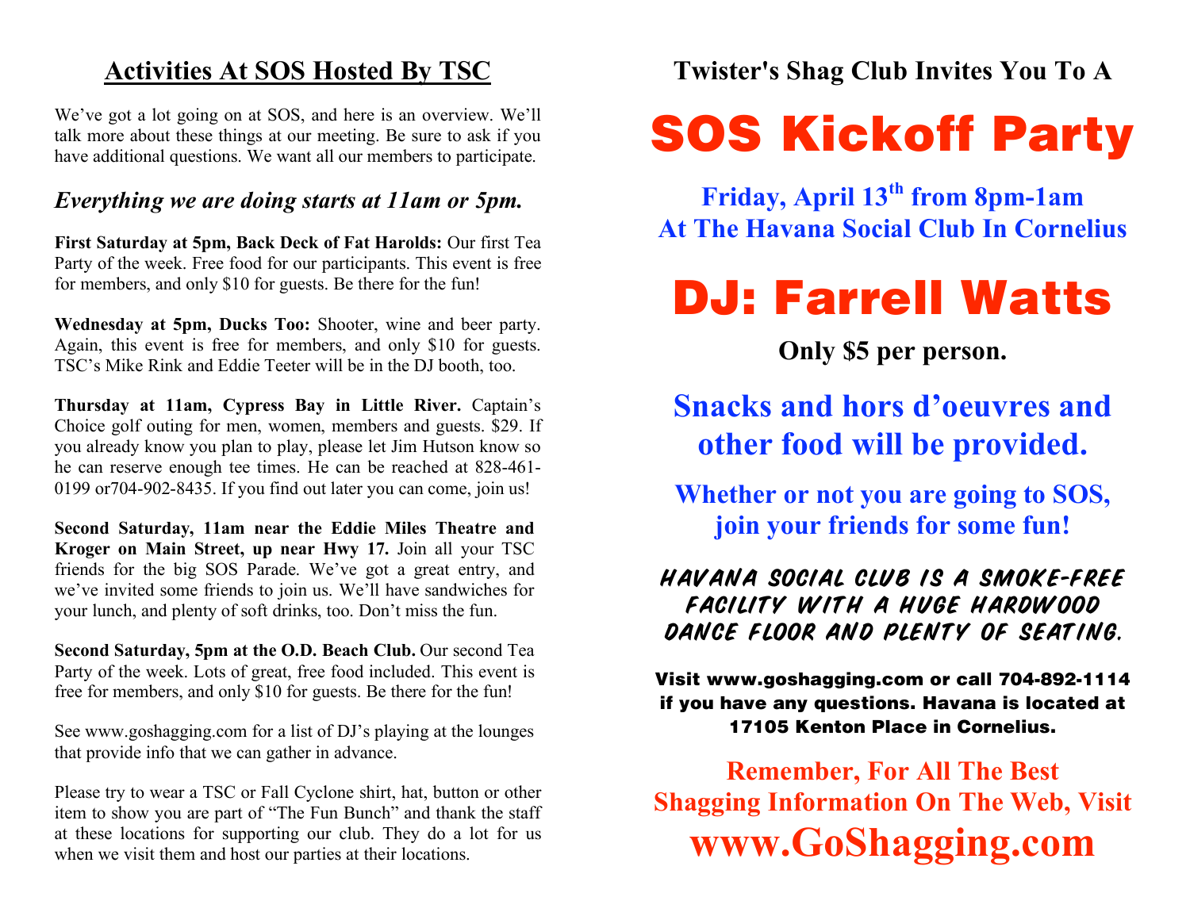## Activities At SOS Hosted By TSC

We've got a lot going on at SOS, and here is an overview. We'll talk more about these things at our meeting. Be sure to ask if you have additional questions. We want all our members to participate.

### *Everything we are doing starts at 11am or 5pm.*

**First Saturday at 5pm, Back Deck of Fat Harolds:** Our first Tea Party of the week. Free food for our participants. This event is free for members, and only $10 for guests. Be there for the fun!

**Wednesday at 5pm, Ducks Too:** Shooter, wine and beer party. Again, this event is free for members, and only $10 for guests. TSC's Mike Rink and Eddie Teeter will be in the DJ booth, too.

**Thursday at 11am, Cypress Bay in Little River.** Captain's Choice golf outing for men, women, members and guests. $29. If you already know you plan to play, please let Jim Hutson know so he can reserve enough tee times. He can be reached at 828-461-0199 or704-902-8435. If you find out later you can come, join us!

**Second Saturday, 11am near the Eddie Miles Theatre and Kroger on Main Street, up near Hwy 17.** Join all your TSC friends for the big SOS Parade. We've got a great entry, and we've invited some friends to join us. We'll have sandwiches for your lunch, and plenty of soft drinks, too. Don't miss the fun.

**Second Saturday, 5pm at the O.D. Beach Club.** Our second Tea Party of the week. Lots of great, free food included. This event is free for members, and only $10 for guests. Be there for the fun!

See www.goshagging.com for a list of DJ's playing at the lounges that provide info that we can gather in advance.

Please try to wear a TSC or Fall Cyclone shirt, hat, button or other item to show you are part of "The Fun Bunch" and thank the staff at these locations for supporting our club. They do a lot for us when we visit them and host our parties at their locations.

**Twister's Shag Club Invites You To A**

# SOS Kickoff Party

**Friday, April 13th from 8pm-1am**
**At The Havana Social Club In Cornelius**

# DJ: Farrell Watts

**Only $5 per person.**

**Snacks and hors d'oeuvres and other food will be provided.**

**Whether or not you are going to SOS, join your friends for some fun!**

*HAVANA SOCIAL CLUB IS A SMOKE-FREE FACILITY WITH A HUGE HARDWOOD DANCE FLOOR AND PLENTY OF SEATING.*

**Visit www.goshagging.com or call 704-892-1114 if you have any questions. Havana is located at 17105 Kenton Place in Cornelius.**

**Remember, For All The Best Shagging Information On The Web, Visit**
**www.GoShagging.com**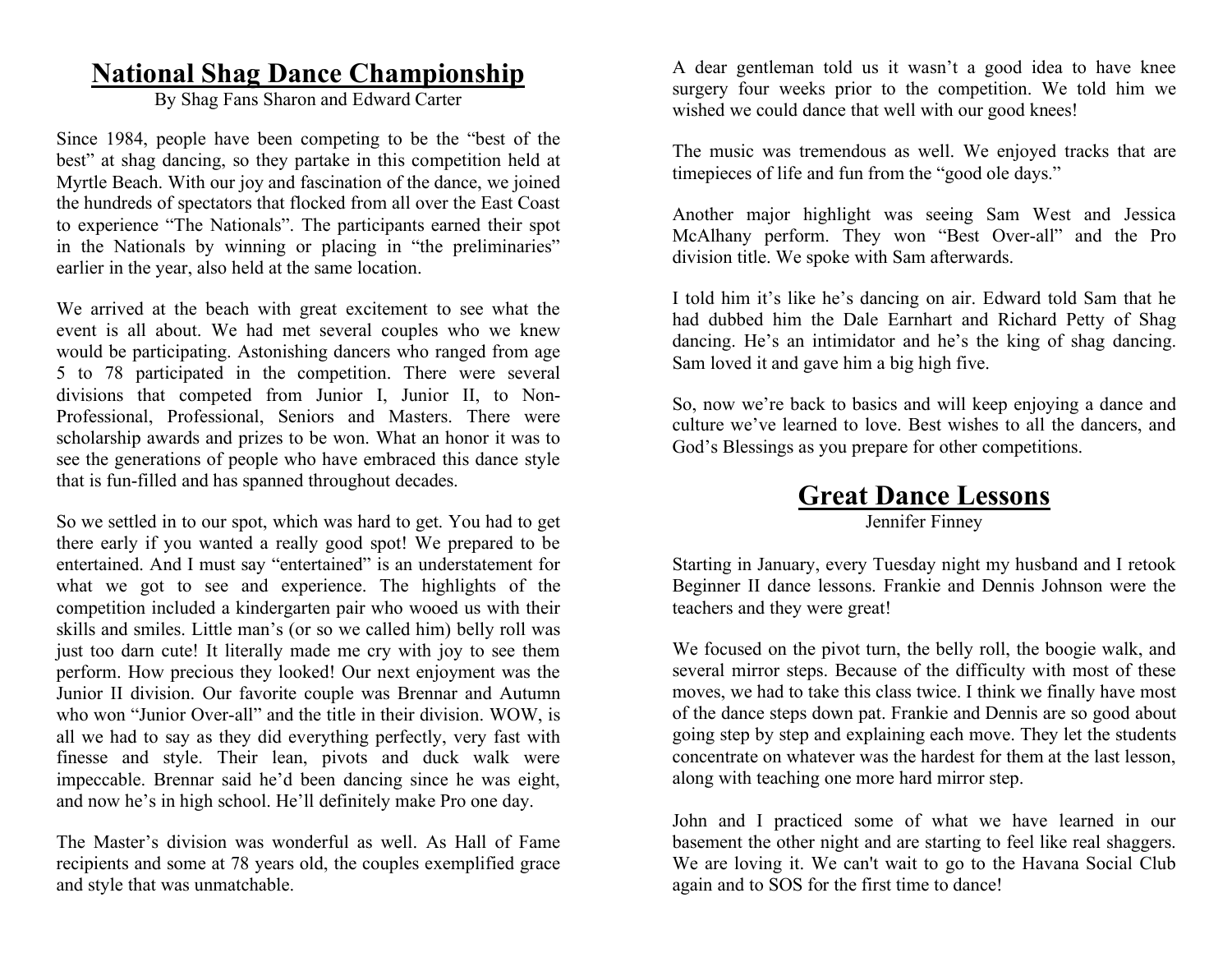# National Shag Dance Championship

By Shag Fans Sharon and Edward Carter

Since 1984, people have been competing to be the "best of the best" at shag dancing, so they partake in this competition held at Myrtle Beach. With our joy and fascination of the dance, we joined the hundreds of spectators that flocked from all over the East Coast to experience "The Nationals". The participants earned their spot in the Nationals by winning or placing in "the preliminaries" earlier in the year, also held at the same location.

We arrived at the beach with great excitement to see what the event is all about. We had met several couples who we knew would be participating. Astonishing dancers who ranged from age 5 to 78 participated in the competition. There were several divisions that competed from Junior I, Junior II, to Non-Professional, Professional, Seniors and Masters. There were scholarship awards and prizes to be won. What an honor it was to see the generations of people who have embraced this dance style that is fun-filled and has spanned throughout decades.

So we settled in to our spot, which was hard to get. You had to get there early if you wanted a really good spot! We prepared to be entertained. And I must say "entertained" is an understatement for what we got to see and experience. The highlights of the competition included a kindergarten pair who wooed us with their skills and smiles. Little man's (or so we called him) belly roll was just too darn cute! It literally made me cry with joy to see them perform. How precious they looked! Our next enjoyment was the Junior II division. Our favorite couple was Brennar and Autumn who won "Junior Over-all" and the title in their division. WOW, is all we had to say as they did everything perfectly, very fast with finesse and style. Their lean, pivots and duck walk were impeccable. Brennar said he'd been dancing since he was eight, and now he's in high school. He'll definitely make Pro one day.

The Master's division was wonderful as well. As Hall of Fame recipients and some at 78 years old, the couples exemplified grace and style that was unmatchable.

A dear gentleman told us it wasn't a good idea to have knee surgery four weeks prior to the competition. We told him we wished we could dance that well with our good knees!

The music was tremendous as well. We enjoyed tracks that are timepieces of life and fun from the "good ole days."

Another major highlight was seeing Sam West and Jessica McAlhany perform. They won "Best Over-all" and the Pro division title. We spoke with Sam afterwards.

I told him it's like he's dancing on air. Edward told Sam that he had dubbed him the Dale Earnhart and Richard Petty of Shag dancing. He's an intimidator and he's the king of shag dancing. Sam loved it and gave him a big high five.

So, now we're back to basics and will keep enjoying a dance and culture we've learned to love. Best wishes to all the dancers, and God's Blessings as you prepare for other competitions.

# Great Dance Lessons

Jennifer Finney

Starting in January, every Tuesday night my husband and I retook Beginner II dance lessons. Frankie and Dennis Johnson were the teachers and they were great!

We focused on the pivot turn, the belly roll, the boogie walk, and several mirror steps. Because of the difficulty with most of these moves, we had to take this class twice. I think we finally have most of the dance steps down pat. Frankie and Dennis are so good about going step by step and explaining each move. They let the students concentrate on whatever was the hardest for them at the last lesson, along with teaching one more hard mirror step.

John and I practiced some of what we have learned in our basement the other night and are starting to feel like real shaggers. We are loving it. We can't wait to go to the Havana Social Club again and to SOS for the first time to dance!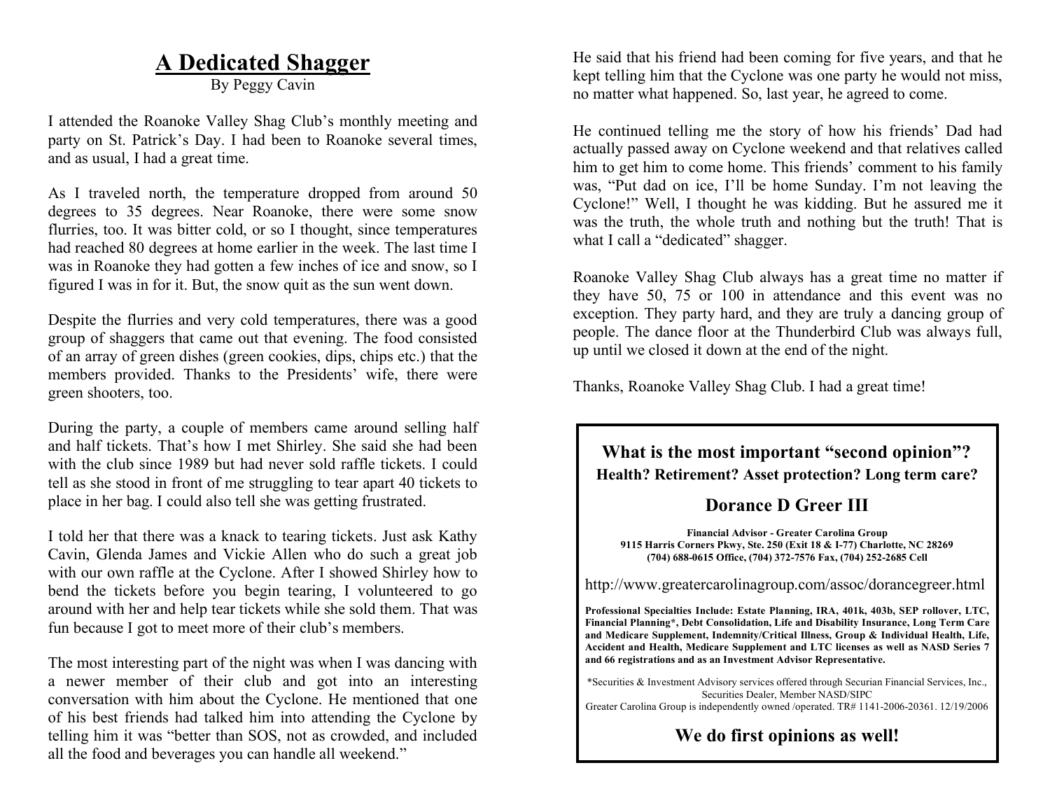# A Dedicated Shagger

By Peggy Cavin

I attended the Roanoke Valley Shag Club's monthly meeting and party on St. Patrick's Day. I had been to Roanoke several times, and as usual, I had a great time.

As I traveled north, the temperature dropped from around 50 degrees to 35 degrees. Near Roanoke, there were some snow flurries, too. It was bitter cold, or so I thought, since temperatures had reached 80 degrees at home earlier in the week. The last time I was in Roanoke they had gotten a few inches of ice and snow, so I figured I was in for it. But, the snow quit as the sun went down.

Despite the flurries and very cold temperatures, there was a good group of shaggers that came out that evening. The food consisted of an array of green dishes (green cookies, dips, chips etc.) that the members provided. Thanks to the Presidents' wife, there were green shooters, too.

During the party, a couple of members came around selling half and half tickets. That's how I met Shirley. She said she had been with the club since 1989 but had never sold raffle tickets. I could tell as she stood in front of me struggling to tear apart 40 tickets to place in her bag. I could also tell she was getting frustrated.

I told her that there was a knack to tearing tickets. Just ask Kathy Cavin, Glenda James and Vickie Allen who do such a great job with our own raffle at the Cyclone. After I showed Shirley how to bend the tickets before you begin tearing, I volunteered to go around with her and help tear tickets while she sold them. That was fun because I got to meet more of their club's members.

The most interesting part of the night was when I was dancing with a newer member of their club and got into an interesting conversation with him about the Cyclone. He mentioned that one of his best friends had talked him into attending the Cyclone by telling him it was "better than SOS, not as crowded, and included all the food and beverages you can handle all weekend."

He said that his friend had been coming for five years, and that he kept telling him that the Cyclone was one party he would not miss, no matter what happened. So, last year, he agreed to come.

He continued telling me the story of how his friends' Dad had actually passed away on Cyclone weekend and that relatives called him to get him to come home. This friends' comment to his family was, "Put dad on ice, I'll be home Sunday. I'm not leaving the Cyclone!" Well, I thought he was kidding. But he assured me it was the truth, the whole truth and nothing but the truth! That is what I call a "dedicated" shagger.

Roanoke Valley Shag Club always has a great time no matter if they have 50, 75 or 100 in attendance and this event was no exception. They party hard, and they are truly a dancing group of people. The dance floor at the Thunderbird Club was always full, up until we closed it down at the end of the night.

Thanks, Roanoke Valley Shag Club. I had a great time!

---

**What is the most important "second opinion"?**

**Health? Retirement? Asset protection? Long term care?**

**Dorance D Greer III**

**Financial Advisor - Greater Carolina Group**
**9115 Harris Corners Pkwy, Ste. 250 (Exit 18 & I-77) Charlotte, NC 28269**
**(704) 688-0615 Office, (704) 372-7576 Fax, (704) 252-2685 Cell**

http://www.greatercarolinagroup.com/assoc/dorancegreer.html

**Professional Specialties Include: Estate Planning, IRA, 401k, 403b, SEP rollover, LTC, Financial Planning*, Debt Consolidation, Life and Disability Insurance, Long Term Care and Medicare Supplement, Indemnity/Critical Illness, Group & Individual Health, Life, Accident and Health, Medicare Supplement and LTC licenses as well as NASD Series 7 and 66 registrations and as an Investment Advisor Representative.**

*Securities & Investment Advisory services offered through Securian Financial Services, Inc., Securities Dealer, Member NASD/SIPC
Greater Carolina Group is independently owned /operated. TR# 1141-2006-20361. 12/19/2006

**We do first opinions as well!**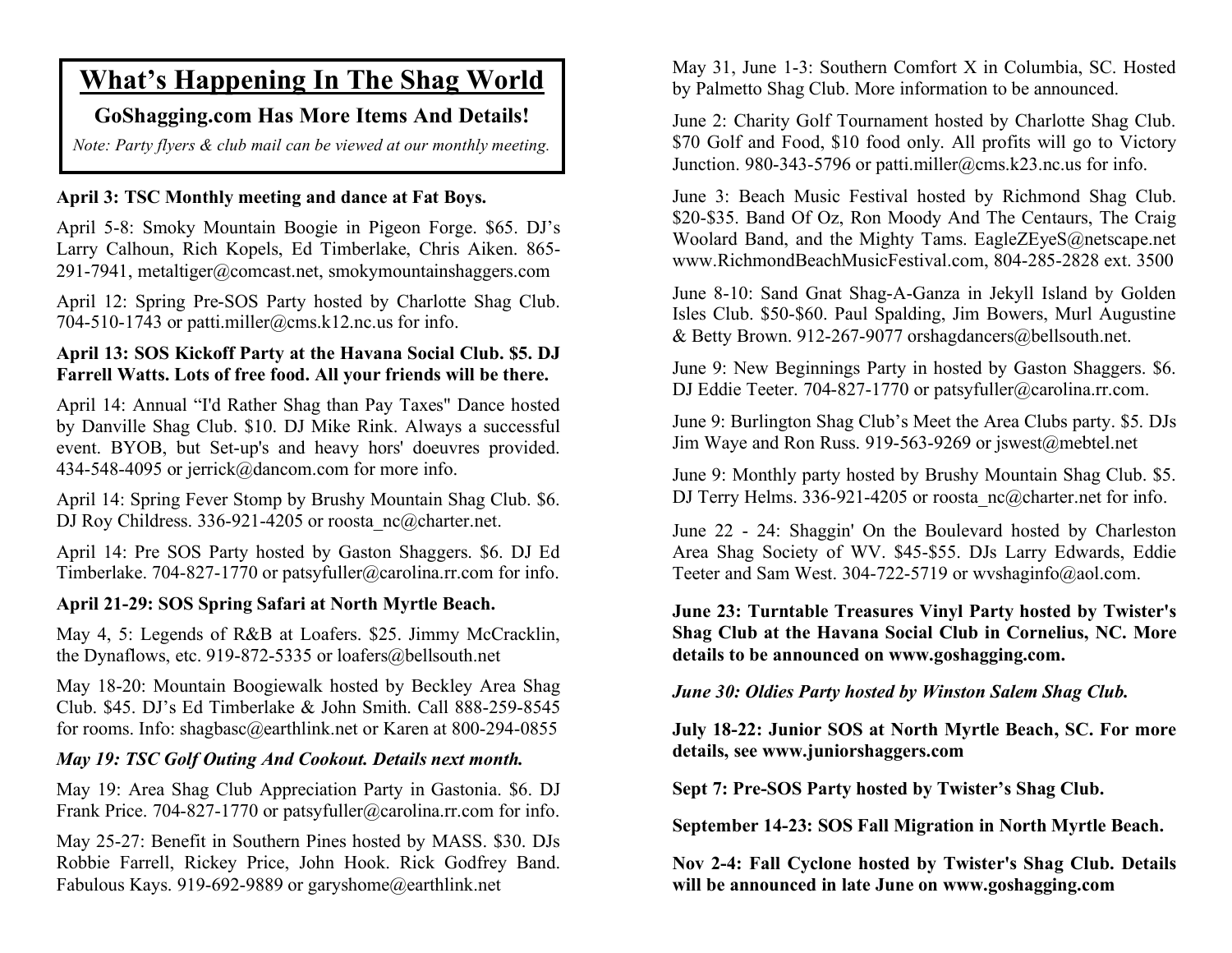# What's Happening In The Shag World

**GoShagging.com Has More Items And Details!**

*Note: Party flyers & club mail can be viewed at our monthly meeting.*

**April 3: TSC Monthly meeting and dance at Fat Boys.**

April 5-8: Smoky Mountain Boogie in Pigeon Forge. $65. DJ's Larry Calhoun, Rich Kopels, Ed Timberlake, Chris Aiken. 865-291-7941, metaltiger@comcast.net, smokymountainshaggers.com

April 12: Spring Pre-SOS Party hosted by Charlotte Shag Club. 704-510-1743 or patti.miller@cms.k12.nc.us for info.

**April 13: SOS Kickoff Party at the Havana Social Club. $5. DJ Farrell Watts. Lots of free food. All your friends will be there.**

April 14: Annual "I'd Rather Shag than Pay Taxes" Dance hosted by Danville Shag Club. $10. DJ Mike Rink. Always a successful event. BYOB, but Set-up's and heavy hors' doeuvres provided. 434-548-4095 or jerrick@dancom.com for more info.

April 14: Spring Fever Stomp by Brushy Mountain Shag Club. $6. DJ Roy Childress. 336-921-4205 or roosta_nc@charter.net.

April 14: Pre SOS Party hosted by Gaston Shaggers. $6. DJ Ed Timberlake. 704-827-1770 or patsyfuller@carolina.rr.com for info.

**April 21-29: SOS Spring Safari at North Myrtle Beach.**

May 4, 5: Legends of R&B at Loafers. $25. Jimmy McCracklin, the Dynaflows, etc. 919-872-5335 or loafers@bellsouth.net

May 18-20: Mountain Boogiewalk hosted by Beckley Area Shag Club. $45. DJ's Ed Timberlake & John Smith. Call 888-259-8545 for rooms. Info: shagbasc@earthlink.net or Karen at 800-294-0855

***May 19: TSC Golf Outing And Cookout. Details next month.***

May 19: Area Shag Club Appreciation Party in Gastonia. $6. DJ Frank Price. 704-827-1770 or patsyfuller@carolina.rr.com for info.

May 25-27: Benefit in Southern Pines hosted by MASS. $30. DJs Robbie Farrell, Rickey Price, John Hook. Rick Godfrey Band. Fabulous Kays. 919-692-9889 or garyshome@earthlink.net

May 31, June 1-3: Southern Comfort X in Columbia, SC. Hosted by Palmetto Shag Club. More information to be announced.

June 2: Charity Golf Tournament hosted by Charlotte Shag Club. $70 Golf and Food, $10 food only. All profits will go to Victory Junction. 980-343-5796 or patti.miller@cms.k23.nc.us for info.

June 3: Beach Music Festival hosted by Richmond Shag Club. $20-$35. Band Of Oz, Ron Moody And The Centaurs, The Craig Woolard Band, and the Mighty Tams. EagleZEyeS@netscape.net www.RichmondBeachMusicFestival.com, 804-285-2828 ext. 3500

June 8-10: Sand Gnat Shag-A-Ganza in Jekyll Island by Golden Isles Club. $50-$60. Paul Spalding, Jim Bowers, Murl Augustine & Betty Brown. 912-267-9077 orshagdancers@bellsouth.net.

June 9: New Beginnings Party in hosted by Gaston Shaggers. $6. DJ Eddie Teeter. 704-827-1770 or patsyfuller@carolina.rr.com.

June 9: Burlington Shag Club's Meet the Area Clubs party. $5. DJs Jim Waye and Ron Russ. 919-563-9269 or jswest@mebtel.net

June 9: Monthly party hosted by Brushy Mountain Shag Club. $5. DJ Terry Helms. 336-921-4205 or roosta_nc@charter.net for info.

June 22 - 24: Shaggin' On the Boulevard hosted by Charleston Area Shag Society of WV. $45-$55. DJs Larry Edwards, Eddie Teeter and Sam West. 304-722-5719 or wvshaginfo@aol.com.

**June 23: Turntable Treasures Vinyl Party hosted by Twister's Shag Club at the Havana Social Club in Cornelius, NC. More details to be announced on www.goshagging.com.**

***June 30: Oldies Party hosted by Winston Salem Shag Club.***

**July 18-22: Junior SOS at North Myrtle Beach, SC. For more details, see www.juniorshaggers.com**

**Sept 7: Pre-SOS Party hosted by Twister's Shag Club.**

**September 14-23: SOS Fall Migration in North Myrtle Beach.**

**Nov 2-4: Fall Cyclone hosted by Twister's Shag Club. Details will be announced in late June on www.goshagging.com**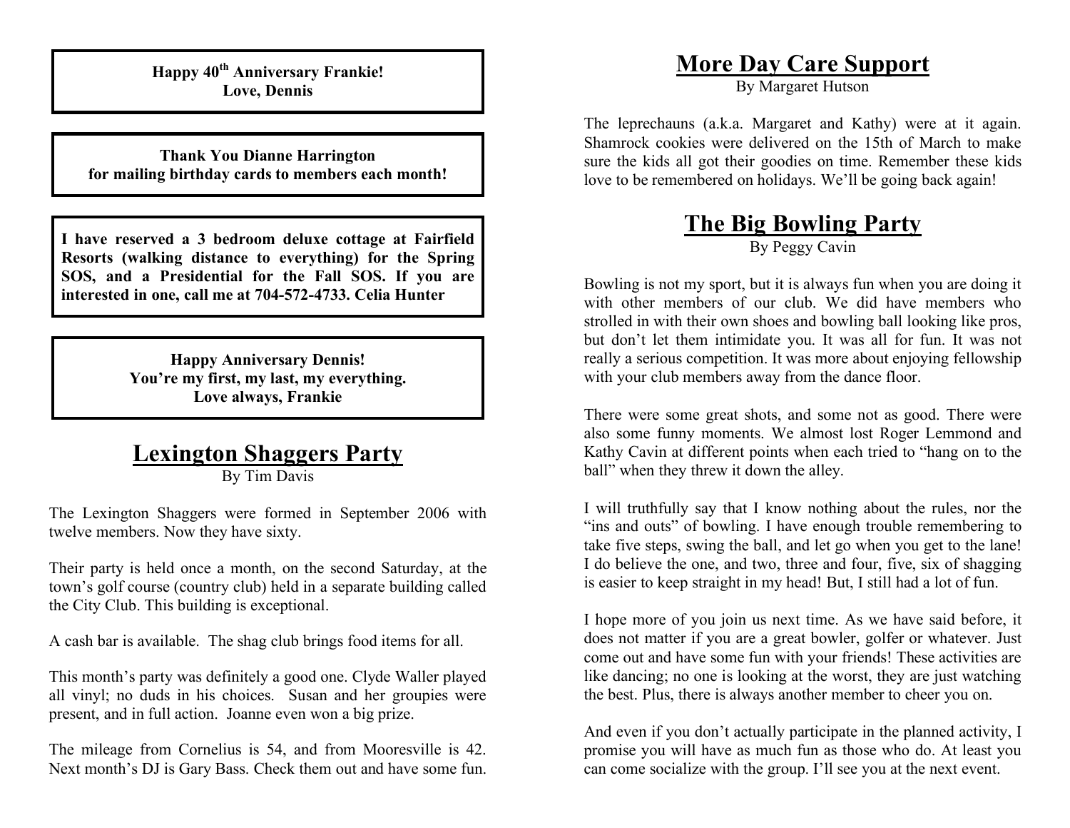**Happy 40th Anniversary Frankie!**
**Love, Dennis**

**Thank You Dianne Harrington**
**for mailing birthday cards to members each month!**

**I have reserved a 3 bedroom deluxe cottage at Fairfield Resorts (walking distance to everything) for the Spring SOS, and a Presidential for the Fall SOS. If you are interested in one, call me at 704-572-4733. Celia Hunter**

**Happy Anniversary Dennis!**
**You're my first, my last, my everything.**
**Love always, Frankie**

# Lexington Shaggers Party

By Tim Davis

The Lexington Shaggers were formed in September 2006 with twelve members. Now they have sixty.

Their party is held once a month, on the second Saturday, at the town's golf course (country club) held in a separate building called the City Club. This building is exceptional.

A cash bar is available. The shag club brings food items for all.

This month's party was definitely a good one. Clyde Waller played all vinyl; no duds in his choices. Susan and her groupies were present, and in full action. Joanne even won a big prize.

The mileage from Cornelius is 54, and from Mooresville is 42. Next month's DJ is Gary Bass. Check them out and have some fun.

# More Day Care Support

By Margaret Hutson

The leprechauns (a.k.a. Margaret and Kathy) were at it again. Shamrock cookies were delivered on the 15th of March to make sure the kids all got their goodies on time. Remember these kids love to be remembered on holidays. We'll be going back again!

# The Big Bowling Party

By Peggy Cavin

Bowling is not my sport, but it is always fun when you are doing it with other members of our club. We did have members who strolled in with their own shoes and bowling ball looking like pros, but don't let them intimidate you. It was all for fun. It was not really a serious competition. It was more about enjoying fellowship with your club members away from the dance floor.

There were some great shots, and some not as good. There were also some funny moments. We almost lost Roger Lemmond and Kathy Cavin at different points when each tried to "hang on to the ball" when they threw it down the alley.

I will truthfully say that I know nothing about the rules, nor the "ins and outs" of bowling. I have enough trouble remembering to take five steps, swing the ball, and let go when you get to the lane! I do believe the one, and two, three and four, five, six of shagging is easier to keep straight in my head! But, I still had a lot of fun.

I hope more of you join us next time. As we have said before, it does not matter if you are a great bowler, golfer or whatever. Just come out and have some fun with your friends! These activities are like dancing; no one is looking at the worst, they are just watching the best. Plus, there is always another member to cheer you on.

And even if you don't actually participate in the planned activity, I promise you will have as much fun as those who do. At least you can come socialize with the group. I'll see you at the next event.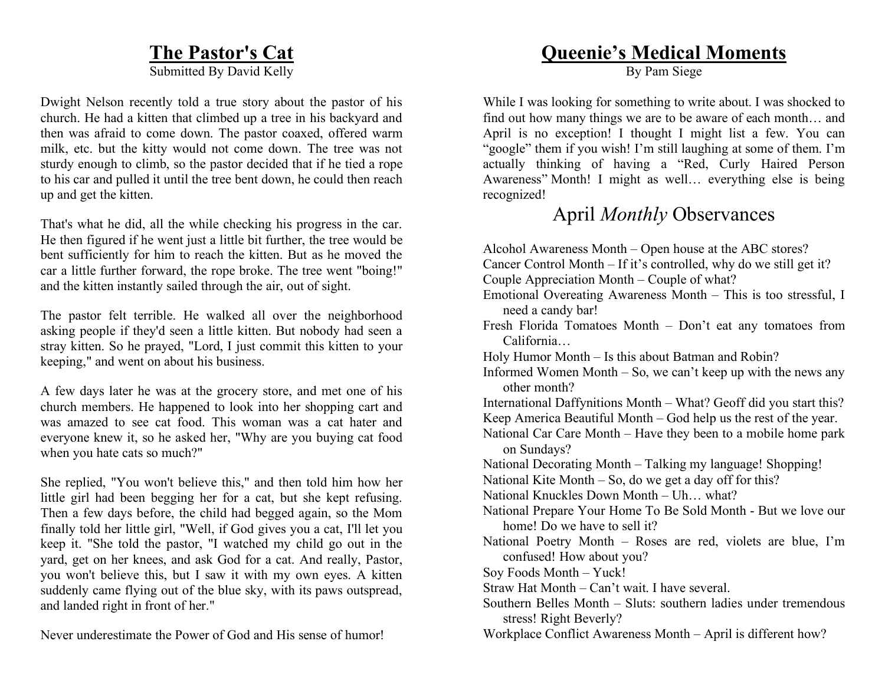## The Pastor's Cat

Submitted By David Kelly

Dwight Nelson recently told a true story about the pastor of his church. He had a kitten that climbed up a tree in his backyard and then was afraid to come down. The pastor coaxed, offered warm milk, etc. but the kitty would not come down. The tree was not sturdy enough to climb, so the pastor decided that if he tied a rope to his car and pulled it until the tree bent down, he could then reach up and get the kitten.

That's what he did, all the while checking his progress in the car. He then figured if he went just a little bit further, the tree would be bent sufficiently for him to reach the kitten. But as he moved the car a little further forward, the rope broke. The tree went "boing!" and the kitten instantly sailed through the air, out of sight.

The pastor felt terrible. He walked all over the neighborhood asking people if they'd seen a little kitten. But nobody had seen a stray kitten. So he prayed, "Lord, I just commit this kitten to your keeping," and went on about his business.

A few days later he was at the grocery store, and met one of his church members. He happened to look into her shopping cart and was amazed to see cat food. This woman was a cat hater and everyone knew it, so he asked her, "Why are you buying cat food when you hate cats so much?"

She replied, "You won't believe this," and then told him how her little girl had been begging her for a cat, but she kept refusing. Then a few days before, the child had begged again, so the Mom finally told her little girl, "Well, if God gives you a cat, I'll let you keep it. "She told the pastor, "I watched my child go out in the yard, get on her knees, and ask God for a cat. And really, Pastor, you won't believe this, but I saw it with my own eyes. A kitten suddenly came flying out of the blue sky, with its paws outspread, and landed right in front of her."

Never underestimate the Power of God and His sense of humor!

## Queenie's Medical Moments

By Pam Siege

While I was looking for something to write about. I was shocked to find out how many things we are to be aware of each month… and April is no exception! I thought I might list a few. You can "google" them if you wish! I'm still laughing at some of them. I'm actually thinking of having a "Red, Curly Haired Person Awareness" Month! I might as well… everything else is being recognized!

### April *Monthly* Observances

Alcohol Awareness Month – Open house at the ABC stores?
Cancer Control Month – If it's controlled, why do we still get it?
Couple Appreciation Month – Couple of what?
Emotional Overeating Awareness Month – This is too stressful, I need a candy bar!
Fresh Florida Tomatoes Month – Don't eat any tomatoes from California…
Holy Humor Month – Is this about Batman and Robin?
Informed Women Month – So, we can't keep up with the news any other month?
International Daffynitions Month – What? Geoff did you start this?
Keep America Beautiful Month – God help us the rest of the year.
National Car Care Month – Have they been to a mobile home park on Sundays?
National Decorating Month – Talking my language! Shopping!
National Kite Month – So, do we get a day off for this?
National Knuckles Down Month – Uh… what?
National Prepare Your Home To Be Sold Month - But we love our home! Do we have to sell it?
National Poetry Month – Roses are red, violets are blue, I'm confused! How about you?
Soy Foods Month – Yuck!
Straw Hat Month – Can't wait. I have several.
Southern Belles Month – Sluts: southern ladies under tremendous stress! Right Beverly?
Workplace Conflict Awareness Month – April is different how?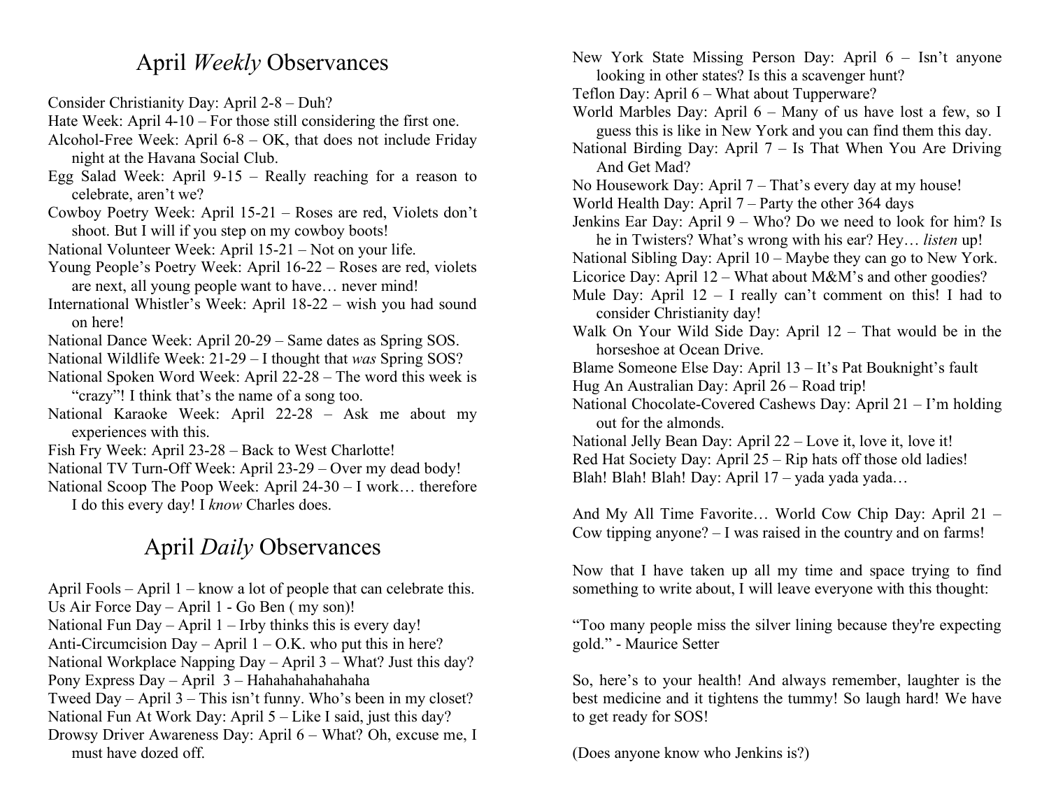## April *Weekly* Observances

Consider Christianity Day: April 2-8 – Duh?

Hate Week: April 4-10 – For those still considering the first one.

Alcohol-Free Week: April 6-8 – OK, that does not include Friday night at the Havana Social Club.

Egg Salad Week: April 9-15 – Really reaching for a reason to celebrate, aren't we?

Cowboy Poetry Week: April 15-21 – Roses are red, Violets don't shoot. But I will if you step on my cowboy boots!

National Volunteer Week: April 15-21 – Not on your life.

Young People's Poetry Week: April 16-22 – Roses are red, violets are next, all young people want to have… never mind!

International Whistler's Week: April 18-22 – wish you had sound on here!

National Dance Week: April 20-29 – Same dates as Spring SOS.

National Wildlife Week: 21-29 – I thought that *was* Spring SOS?

National Spoken Word Week: April 22-28 – The word this week is "crazy"! I think that's the name of a song too.

National Karaoke Week: April 22-28 – Ask me about my experiences with this.

Fish Fry Week: April 23-28 – Back to West Charlotte!

National TV Turn-Off Week: April 23-29 – Over my dead body!

National Scoop The Poop Week: April 24-30 – I work… therefore I do this every day! I *know* Charles does.

## April *Daily* Observances

April Fools – April 1 – know a lot of people that can celebrate this.

Us Air Force Day – April 1 - Go Ben ( my son)!

National Fun Day – April 1 – Irby thinks this is every day!

Anti-Circumcision Day – April 1 – O.K. who put this in here?

National Workplace Napping Day – April 3 – What? Just this day?

Pony Express Day – April 3 – Hahahahahahahaha

Tweed Day – April 3 – This isn't funny. Who's been in my closet?

National Fun At Work Day: April 5 – Like I said, just this day?

Drowsy Driver Awareness Day: April 6 – What? Oh, excuse me, I must have dozed off.

New York State Missing Person Day: April 6 – Isn't anyone looking in other states? Is this a scavenger hunt?

Teflon Day: April 6 – What about Tupperware?

World Marbles Day: April 6 – Many of us have lost a few, so I guess this is like in New York and you can find them this day.

National Birding Day: April 7 – Is That When You Are Driving And Get Mad?

No Housework Day: April 7 – That's every day at my house!

World Health Day: April 7 – Party the other 364 days

Jenkins Ear Day: April 9 – Who? Do we need to look for him? Is he in Twisters? What's wrong with his ear? Hey… *listen* up!

National Sibling Day: April 10 – Maybe they can go to New York.

Licorice Day: April 12 – What about M&M's and other goodies?

Mule Day: April 12 – I really can't comment on this! I had to consider Christianity day!

Walk On Your Wild Side Day: April 12 – That would be in the horseshoe at Ocean Drive.

Blame Someone Else Day: April 13 – It's Pat Bouknight's fault

Hug An Australian Day: April 26 – Road trip!

National Chocolate-Covered Cashews Day: April 21 – I'm holding out for the almonds.

National Jelly Bean Day: April 22 – Love it, love it, love it!

Red Hat Society Day: April 25 – Rip hats off those old ladies!

Blah! Blah! Blah! Day: April 17 – yada yada yada…

And My All Time Favorite… World Cow Chip Day: April 21 – Cow tipping anyone? – I was raised in the country and on farms!

Now that I have taken up all my time and space trying to find something to write about, I will leave everyone with this thought:

"Too many people miss the silver lining because they're expecting gold." - Maurice Setter

So, here's to your health! And always remember, laughter is the best medicine and it tightens the tummy! So laugh hard! We have to get ready for SOS!

(Does anyone know who Jenkins is?)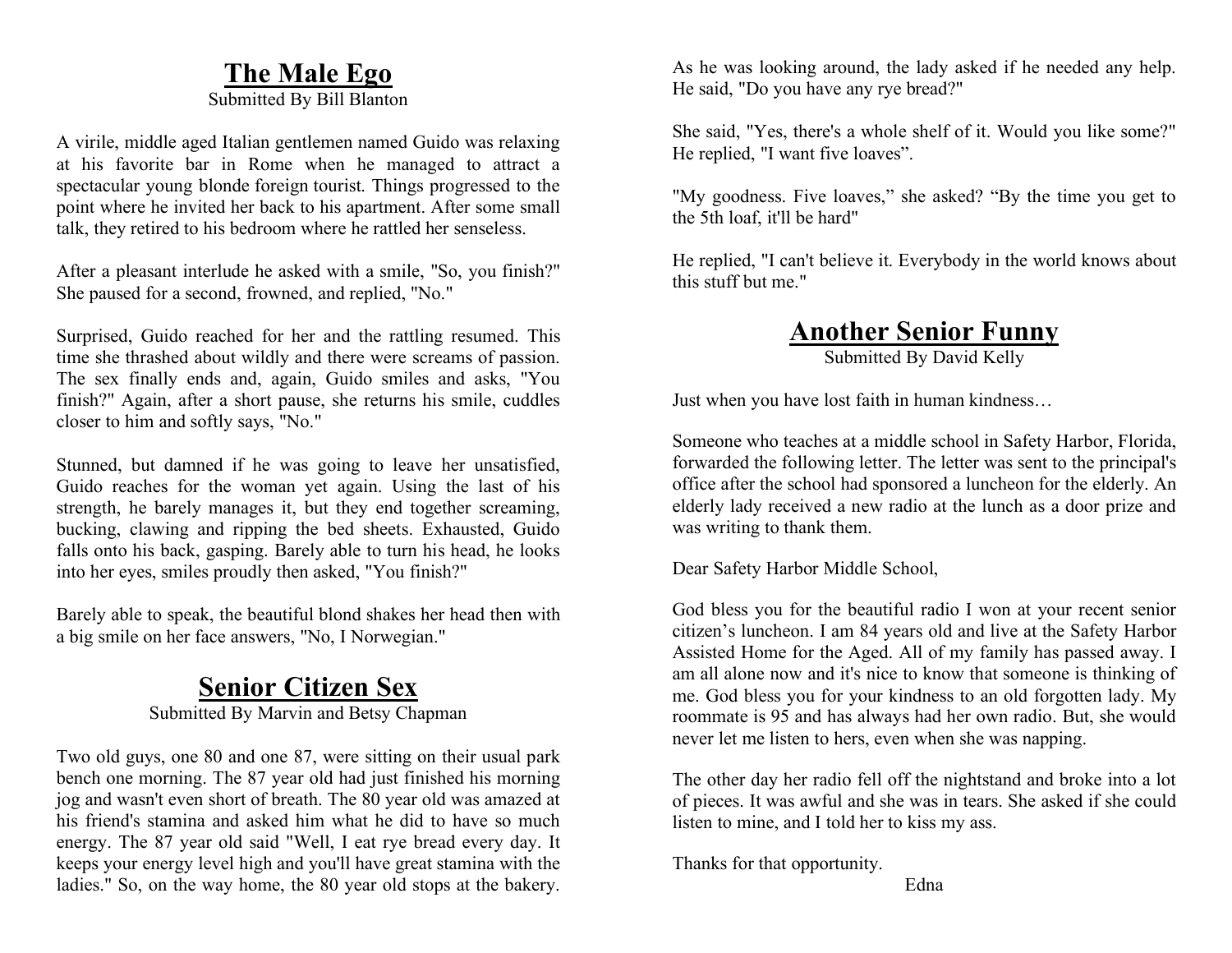## The Male Ego

Submitted By Bill Blanton

A virile, middle aged Italian gentlemen named Guido was relaxing at his favorite bar in Rome when he managed to attract a spectacular young blonde foreign tourist. Things progressed to the point where he invited her back to his apartment. After some small talk, they retired to his bedroom where he rattled her senseless.

After a pleasant interlude he asked with a smile, "So, you finish?" She paused for a second, frowned, and replied, "No."

Surprised, Guido reached for her and the rattling resumed. This time she thrashed about wildly and there were screams of passion. The sex finally ends and, again, Guido smiles and asks, "You finish?" Again, after a short pause, she returns his smile, cuddles closer to him and softly says, "No."

Stunned, but damned if he was going to leave her unsatisfied, Guido reaches for the woman yet again. Using the last of his strength, he barely manages it, but they end together screaming, bucking, clawing and ripping the bed sheets. Exhausted, Guido falls onto his back, gasping. Barely able to turn his head, he looks into her eyes, smiles proudly then asked, "You finish?"

Barely able to speak, the beautiful blond shakes her head then with a big smile on her face answers, "No, I Norwegian."

## Senior Citizen Sex

Submitted By Marvin and Betsy Chapman

Two old guys, one 80 and one 87, were sitting on their usual park bench one morning. The 87 year old had just finished his morning jog and wasn't even short of breath. The 80 year old was amazed at his friend's stamina and asked him what he did to have so much energy. The 87 year old said "Well, I eat rye bread every day. It keeps your energy level high and you'll have great stamina with the ladies." So, on the way home, the 80 year old stops at the bakery. As he was looking around, the lady asked if he needed any help. He said, "Do you have any rye bread?"

She said, "Yes, there's a whole shelf of it. Would you like some?" He replied, "I want five loaves".

"My goodness. Five loaves," she asked? "By the time you get to the 5th loaf, it'll be hard"

He replied, "I can't believe it. Everybody in the world knows about this stuff but me."

## Another Senior Funny

Submitted By David Kelly

Just when you have lost faith in human kindness…

Someone who teaches at a middle school in Safety Harbor, Florida, forwarded the following letter. The letter was sent to the principal's office after the school had sponsored a luncheon for the elderly. An elderly lady received a new radio at the lunch as a door prize and was writing to thank them.

Dear Safety Harbor Middle School,

God bless you for the beautiful radio I won at your recent senior citizen's luncheon. I am 84 years old and live at the Safety Harbor Assisted Home for the Aged. All of my family has passed away. I am all alone now and it's nice to know that someone is thinking of me. God bless you for your kindness to an old forgotten lady. My roommate is 95 and has always had her own radio. But, she would never let me listen to hers, even when she was napping.

The other day her radio fell off the nightstand and broke into a lot of pieces. It was awful and she was in tears. She asked if she could listen to mine, and I told her to kiss my ass.

Thanks for that opportunity.

Edna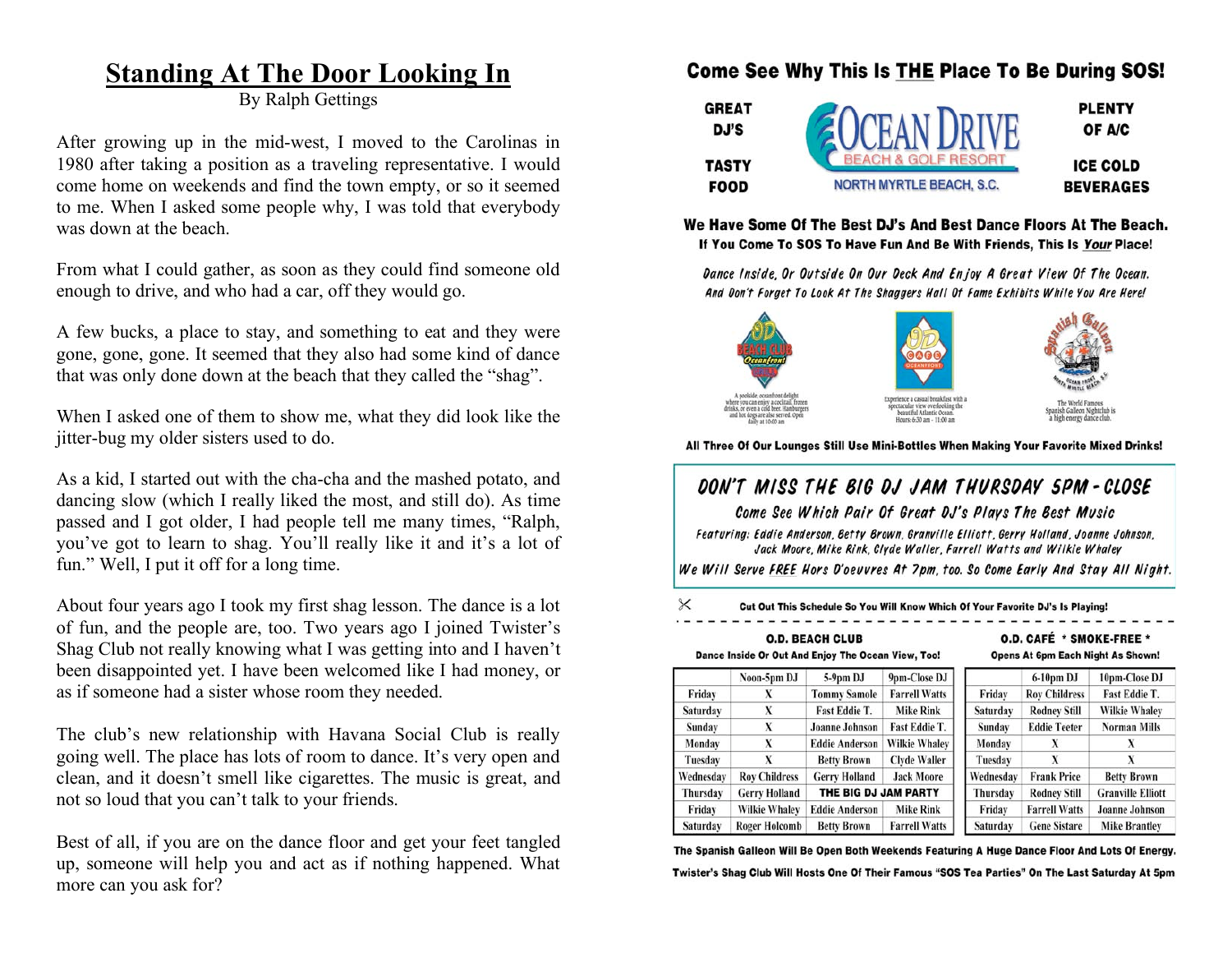# Standing At The Door Looking In

By Ralph Gettings

After growing up in the mid-west, I moved to the Carolinas in 1980 after taking a position as a traveling representative. I would come home on weekends and find the town empty, or so it seemed to me. When I asked some people why, I was told that everybody was down at the beach.

From what I could gather, as soon as they could find someone old enough to drive, and who had a car, off they would go.

A few bucks, a place to stay, and something to eat and they were gone, gone, gone. It seemed that they also had some kind of dance that was only done down at the beach that they called the "shag".

When I asked one of them to show me, what they did look like the jitter-bug my older sisters used to do.

As a kid, I started out with the cha-cha and the mashed potato, and dancing slow (which I really liked the most, and still do). As time passed and I got older, I had people tell me many times, "Ralph, you've got to learn to shag. You'll really like it and it's a lot of fun." Well, I put it off for a long time.

About four years ago I took my first shag lesson. The dance is a lot of fun, and the people are, too. Two years ago I joined Twister's Shag Club not really knowing what I was getting into and I haven't been disappointed yet. I have been welcomed like I had money, or as if someone had a sister whose room they needed.

The club's new relationship with Havana Social Club is really going well. The place has lots of room to dance. It's very open and clean, and it doesn't smell like cigarettes. The music is great, and not so loud that you can't talk to your friends.

Best of all, if you are on the dance floor and get your feet tangled up, someone will help you and act as if nothing happened. What more can you ask for?

## Come See Why This Is THE Place To Be During SOS!

**GREAT DJ'S** — **TASTY FOOD** — **OCEAN DRIVE BEACH & GOLF RESORT, NORTH MYRTLE BEACH, S.C.** — **PLENTY OF A/C** — **ICE COLD BEVERAGES**

**We Have Some Of The Best DJ's And Best Dance Floors At The Beach.**
**If You Come To SOS To Have Fun And Be With Friends, This Is *Your* Place!**

*Dance Inside, Or Outside On Our Deck And Enjoy A Great View Of The Ocean.*
*And Don't Forget To Look At The Shaggers Hall Of Fame Exhibits While You Are Here!*

OD Beach Club Oceanfront: A poolside, oceanfront delight where you can enjoy a cocktail, frozen drinks, or even a cold beer. Hamburgers and hot dogs are also served. Open daily at 10:00 am

OD Café Oceanfront: Experience a casual breakfast with a spectacular view overlooking the beautiful Atlantic Ocean. Hours 6:30 am - 11:00 am

Spanish Galleon: The World Famous Spanish Galleon Nightclub is a high energy dance club.

**All Three Of Our Lounges Still Use Mini-Bottles When Making Your Favorite Mixed Drinks!**

### DON'T MISS THE BIG DJ JAM THURSDAY 5PM - CLOSE

*Come See Which Pair Of Great DJ's Plays The Best Music*

*Featuring: Eddie Anderson, Betty Brown, Granville Elliott, Gerry Holland, Joanne Johnson, Jack Moore, Mike Rink, Clyde Waller, Farrell Watts and Wilkie Whaley*

*We Will Serve FREE Hors D'oeuvres At 7pm, too. So Come Early And Stay All Night.*

**Cut Out This Schedule So You Will Know Which Of Your Favorite DJ's Is Playing!**

**O.D. BEACH CLUB**
Dance Inside Or Out And Enjoy The Ocean View, Too!

| | Noon-5pm DJ | 5-9pm DJ | 9pm-Close DJ |
|---|---|---|---|
| Friday | X | Tommy Samole | Farrell Watts |
| Saturday | X | Fast Eddie T. | Mike Rink |
| Sunday | X | Joanne Johnson | Fast Eddie T. |
| Monday | X | Eddie Anderson | Wilkie Whaley |
| Tuesday | X | Betty Brown | Clyde Waller |
| Wednesday | Roy Childress | Gerry Holland | Jack Moore |
| Thursday | Gerry Holland | THE BIG DJ JAM PARTY | |
| Friday | Wilkie Whaley | Eddie Anderson | Mike Rink |
| Saturday | Roger Holcomb | Betty Brown | Farrell Watts |

**O.D. CAFÉ \* SMOKE-FREE \***
Opens At 6pm Each Night As Shown!

| | 6-10pm DJ | 10pm-Close DJ |
|---|---|---|
| Friday | Roy Childress | Fast Eddie T. |
| Saturday | Rodney Still | Wilkie Whaley |
| Sunday | Eddie Teeter | Norman Mills |
| Monday | X | X |
| Tuesday | X | X |
| Wednesday | Frank Price | Betty Brown |
| Thursday | Rodney Still | Granville Elliott |
| Friday | Farrell Watts | Joanne Johnson |
| Saturday | Gene Sistare | Mike Brantley |

**The Spanish Galleon Will Be Open Both Weekends Featuring A Huge Dance Floor And Lots Of Energy.**

**Twister's Shag Club Will Hosts One Of Their Famous "SOS Tea Parties" On The Last Saturday At 5pm**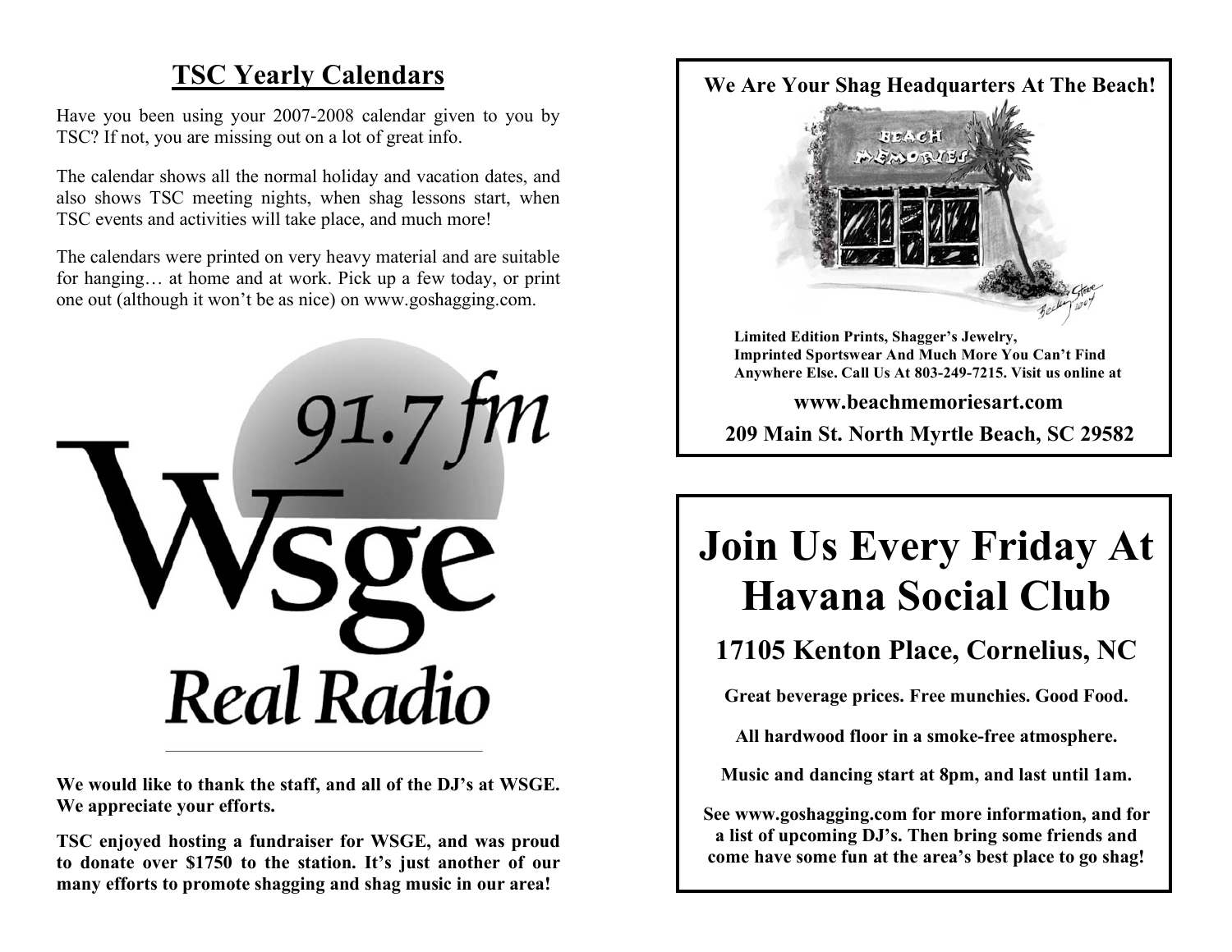## TSC Yearly Calendars

Have you been using your 2007-2008 calendar given to you by TSC? If not, you are missing out on a lot of great info.

The calendar shows all the normal holiday and vacation dates, and also shows TSC meeting nights, when shag lessons start, when TSC events and activities will take place, and much more!

The calendars were printed on very heavy material and are suitable for hanging… at home and at work. Pick up a few today, or print one out (although it won't be as nice) on www.goshagging.com.

91.7 fm

Wsge

Real Radio

**We would like to thank the staff, and all of the DJ's at WSGE. We appreciate your efforts.**

**TSC enjoyed hosting a fundraiser for WSGE, and was proud to donate over $1750 to the station. It's just another of our many efforts to promote shagging and shag music in our area!**

---

**We Are Your Shag Headquarters At The Beach!**

BEACH MEMORIES

**Limited Edition Prints, Shagger's Jewelry, Imprinted Sportswear And Much More You Can't Find Anywhere Else. Call Us At 803-249-7215. Visit us online at**

**www.beachmemoriesart.com**

**209 Main St. North Myrtle Beach, SC 29582**

---

# Join Us Every Friday At Havana Social Club

## 17105 Kenton Place, Cornelius, NC

**Great beverage prices. Free munchies. Good Food.**

**All hardwood floor in a smoke-free atmosphere.**

**Music and dancing start at 8pm, and last until 1am.**

**See www.goshagging.com for more information, and for a list of upcoming DJ's. Then bring some friends and come have some fun at the area's best place to go shag!**